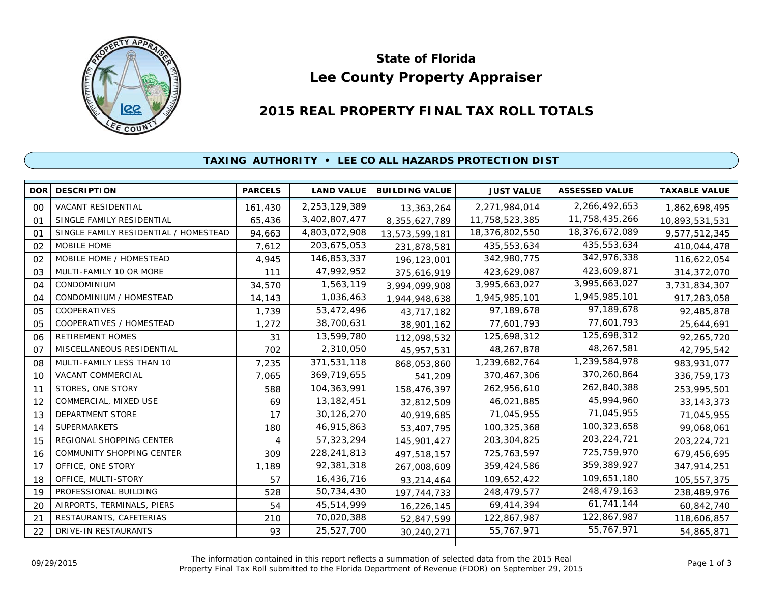# State of Florida

# Lee County Property Appraiser

## 2015 REAL PROPERTY FINAL TAX ROLL TOTALS

### TAXING AUTHORITY • LEE CO ALL HAZARDS PROTECTION DIST

| DOR | DESCRIPTION | PARCELS | LAND VALUE | BUILDING VALUE | JUST VALUE | ASSESSED VALUE | TAXABLE VALUE |
|---|---|---|---|---|---|---|---|
| 00 | VACANT RESIDENTIAL | 161,430 | 2,253,129,389 | 13,363,264 | 2,271,984,014 | 2,266,492,653 | 1,862,698,495 |
| 01 | SINGLE FAMILY RESIDENTIAL | 65,436 | 3,402,807,477 | 8,355,627,789 | 11,758,523,385 | 11,758,435,266 | 10,893,531,531 |
| 01 | SINGLE FAMILY RESIDENTIAL / HOMESTEAD | 94,663 | 4,803,072,908 | 13,573,599,181 | 18,376,802,550 | 18,376,672,089 | 9,577,512,345 |
| 02 | MOBILE HOME | 7,612 | 203,675,053 | 231,878,581 | 435,553,634 | 435,553,634 | 410,044,478 |
| 02 | MOBILE HOME / HOMESTEAD | 4,945 | 146,853,337 | 196,123,001 | 342,980,775 | 342,976,338 | 116,622,054 |
| 03 | MULTI-FAMILY 10 OR MORE | 111 | 47,992,952 | 375,616,919 | 423,629,087 | 423,609,871 | 314,372,070 |
| 04 | CONDOMINIUM | 34,570 | 1,563,119 | 3,994,099,908 | 3,995,663,027 | 3,995,663,027 | 3,731,834,307 |
| 04 | CONDOMINIUM / HOMESTEAD | 14,143 | 1,036,463 | 1,944,948,638 | 1,945,985,101 | 1,945,985,101 | 917,283,058 |
| 05 | COOPERATIVES | 1,739 | 53,472,496 | 43,717,182 | 97,189,678 | 97,189,678 | 92,485,878 |
| 05 | COOPERATIVES / HOMESTEAD | 1,272 | 38,700,631 | 38,901,162 | 77,601,793 | 77,601,793 | 25,644,691 |
| 06 | RETIREMENT HOMES | 31 | 13,599,780 | 112,098,532 | 125,698,312 | 125,698,312 | 92,265,720 |
| 07 | MISCELLANEOUS RESIDENTIAL | 702 | 2,310,050 | 45,957,531 | 48,267,878 | 48,267,581 | 42,795,542 |
| 08 | MULTI-FAMILY LESS THAN 10 | 7,235 | 371,531,118 | 868,053,860 | 1,239,682,764 | 1,239,584,978 | 983,931,077 |
| 10 | VACANT COMMERCIAL | 7,065 | 369,719,655 | 541,209 | 370,467,306 | 370,260,864 | 336,759,173 |
| 11 | STORES, ONE STORY | 588 | 104,363,991 | 158,476,397 | 262,956,610 | 262,840,388 | 253,995,501 |
| 12 | COMMERCIAL, MIXED USE | 69 | 13,182,451 | 32,812,509 | 46,021,885 | 45,994,960 | 33,143,373 |
| 13 | DEPARTMENT STORE | 17 | 30,126,270 | 40,919,685 | 71,045,955 | 71,045,955 | 71,045,955 |
| 14 | SUPERMARKETS | 180 | 46,915,863 | 53,407,795 | 100,325,368 | 100,323,658 | 99,068,061 |
| 15 | REGIONAL SHOPPING CENTER | 4 | 57,323,294 | 145,901,427 | 203,304,825 | 203,224,721 | 203,224,721 |
| 16 | COMMUNITY SHOPPING CENTER | 309 | 228,241,813 | 497,518,157 | 725,763,597 | 725,759,970 | 679,456,695 |
| 17 | OFFICE, ONE STORY | 1,189 | 92,381,318 | 267,008,609 | 359,424,586 | 359,389,927 | 347,914,251 |
| 18 | OFFICE, MULTI-STORY | 57 | 16,436,716 | 93,214,464 | 109,652,422 | 109,651,180 | 105,557,375 |
| 19 | PROFESSIONAL BUILDING | 528 | 50,734,430 | 197,744,733 | 248,479,577 | 248,479,163 | 238,489,976 |
| 20 | AIRPORTS, TERMINALS, PIERS | 54 | 45,514,999 | 16,226,145 | 69,414,394 | 61,741,144 | 60,842,740 |
| 21 | RESTAURANTS, CAFETERIAS | 210 | 70,020,388 | 52,847,599 | 122,867,987 | 122,867,987 | 118,606,857 |
| 22 | DRIVE-IN RESTAURANTS | 93 | 25,527,700 | 30,240,271 | 55,767,971 | 55,767,971 | 54,865,871 |

09/29/2015

The information contained in this report reflects a summation of selected data from the 2015 Real Property Final Tax Roll submitted to the Florida Department of Revenue (FDOR) on September 29, 2015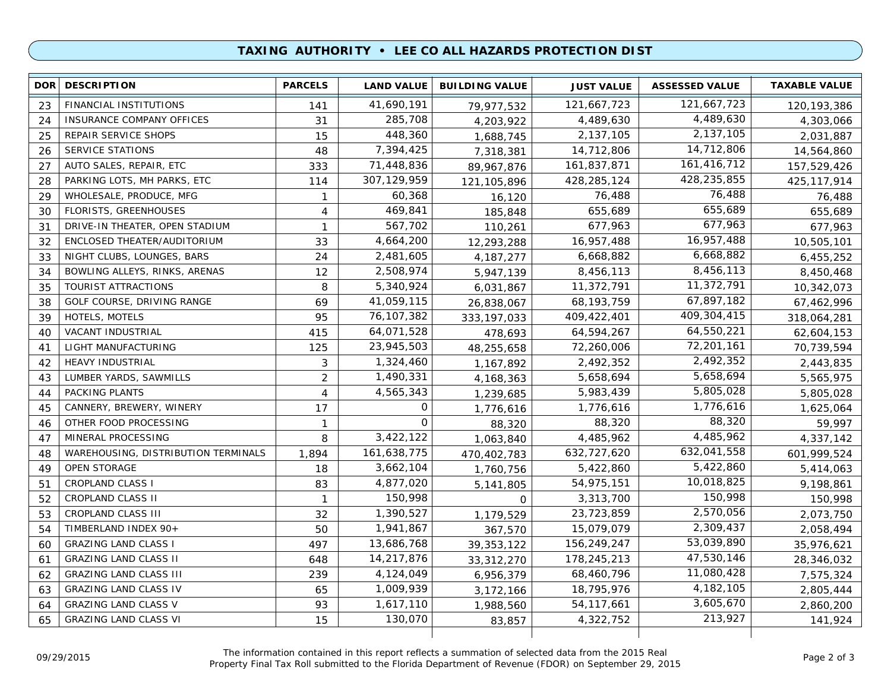## TAXING AUTHORITY • LEE CO ALL HAZARDS PROTECTION DIST

| DOR | DESCRIPTION | PARCELS | LAND VALUE | BUILDING VALUE | JUST VALUE | ASSESSED VALUE | TAXABLE VALUE |
|---|---|---|---|---|---|---|---|
| 23 | FINANCIAL INSTITUTIONS | 141 | 41,690,191 | 79,977,532 | 121,667,723 | 121,667,723 | 120,193,386 |
| 24 | INSURANCE COMPANY OFFICES | 31 | 285,708 | 4,203,922 | 4,489,630 | 4,489,630 | 4,303,066 |
| 25 | REPAIR SERVICE SHOPS | 15 | 448,360 | 1,688,745 | 2,137,105 | 2,137,105 | 2,031,887 |
| 26 | SERVICE STATIONS | 48 | 7,394,425 | 7,318,381 | 14,712,806 | 14,712,806 | 14,564,860 |
| 27 | AUTO SALES, REPAIR, ETC | 333 | 71,448,836 | 89,967,876 | 161,837,871 | 161,416,712 | 157,529,426 |
| 28 | PARKING LOTS, MH PARKS, ETC | 114 | 307,129,959 | 121,105,896 | 428,285,124 | 428,235,855 | 425,117,914 |
| 29 | WHOLESALE, PRODUCE, MFG | 1 | 60,368 | 16,120 | 76,488 | 76,488 | 76,488 |
| 30 | FLORISTS, GREENHOUSES | 4 | 469,841 | 185,848 | 655,689 | 655,689 | 655,689 |
| 31 | DRIVE-IN THEATER, OPEN STADIUM | 1 | 567,702 | 110,261 | 677,963 | 677,963 | 677,963 |
| 32 | ENCLOSED THEATER/AUDITORIUM | 33 | 4,664,200 | 12,293,288 | 16,957,488 | 16,957,488 | 10,505,101 |
| 33 | NIGHT CLUBS, LOUNGES, BARS | 24 | 2,481,605 | 4,187,277 | 6,668,882 | 6,668,882 | 6,455,252 |
| 34 | BOWLING ALLEYS, RINKS, ARENAS | 12 | 2,508,974 | 5,947,139 | 8,456,113 | 8,456,113 | 8,450,468 |
| 35 | TOURIST ATTRACTIONS | 8 | 5,340,924 | 6,031,867 | 11,372,791 | 11,372,791 | 10,342,073 |
| 38 | GOLF COURSE, DRIVING RANGE | 69 | 41,059,115 | 26,838,067 | 68,193,759 | 67,897,182 | 67,462,996 |
| 39 | HOTELS, MOTELS | 95 | 76,107,382 | 333,197,033 | 409,422,401 | 409,304,415 | 318,064,281 |
| 40 | VACANT INDUSTRIAL | 415 | 64,071,528 | 478,693 | 64,594,267 | 64,550,221 | 62,604,153 |
| 41 | LIGHT MANUFACTURING | 125 | 23,945,503 | 48,255,658 | 72,260,006 | 72,201,161 | 70,739,594 |
| 42 | HEAVY INDUSTRIAL | 3 | 1,324,460 | 1,167,892 | 2,492,352 | 2,492,352 | 2,443,835 |
| 43 | LUMBER YARDS, SAWMILLS | 2 | 1,490,331 | 4,168,363 | 5,658,694 | 5,658,694 | 5,565,975 |
| 44 | PACKING PLANTS | 4 | 4,565,343 | 1,239,685 | 5,983,439 | 5,805,028 | 5,805,028 |
| 45 | CANNERY, BREWERY, WINERY | 17 | 0 | 1,776,616 | 1,776,616 | 1,776,616 | 1,625,064 |
| 46 | OTHER FOOD PROCESSING | 1 | 0 | 88,320 | 88,320 | 88,320 | 59,997 |
| 47 | MINERAL PROCESSING | 8 | 3,422,122 | 1,063,840 | 4,485,962 | 4,485,962 | 4,337,142 |
| 48 | WAREHOUSING, DISTRIBUTION TERMINALS | 1,894 | 161,638,775 | 470,402,783 | 632,727,620 | 632,041,558 | 601,999,524 |
| 49 | OPEN STORAGE | 18 | 3,662,104 | 1,760,756 | 5,422,860 | 5,422,860 | 5,414,063 |
| 51 | CROPLAND CLASS I | 83 | 4,877,020 | 5,141,805 | 54,975,151 | 10,018,825 | 9,198,861 |
| 52 | CROPLAND CLASS II | 1 | 150,998 | 0 | 3,313,700 | 150,998 | 150,998 |
| 53 | CROPLAND CLASS III | 32 | 1,390,527 | 1,179,529 | 23,723,859 | 2,570,056 | 2,073,750 |
| 54 | TIMBERLAND INDEX 90+ | 50 | 1,941,867 | 367,570 | 15,079,079 | 2,309,437 | 2,058,494 |
| 60 | GRAZING LAND CLASS I | 497 | 13,686,768 | 39,353,122 | 156,249,247 | 53,039,890 | 35,976,621 |
| 61 | GRAZING LAND CLASS II | 648 | 14,217,876 | 33,312,270 | 178,245,213 | 47,530,146 | 28,346,032 |
| 62 | GRAZING LAND CLASS III | 239 | 4,124,049 | 6,956,379 | 68,460,796 | 11,080,428 | 7,575,324 |
| 63 | GRAZING LAND CLASS IV | 65 | 1,009,939 | 3,172,166 | 18,795,976 | 4,182,105 | 2,805,444 |
| 64 | GRAZING LAND CLASS V | 93 | 1,617,110 | 1,988,560 | 54,117,661 | 3,605,670 | 2,860,200 |
| 65 | GRAZING LAND CLASS VI | 15 | 130,070 | 83,857 | 4,322,752 | 213,927 | 141,924 |

09/29/2015

The information contained in this report reflects a summation of selected data from the 2015 Real Property Final Tax Roll submitted to the Florida Department of Revenue (FDOR) on September 29, 2015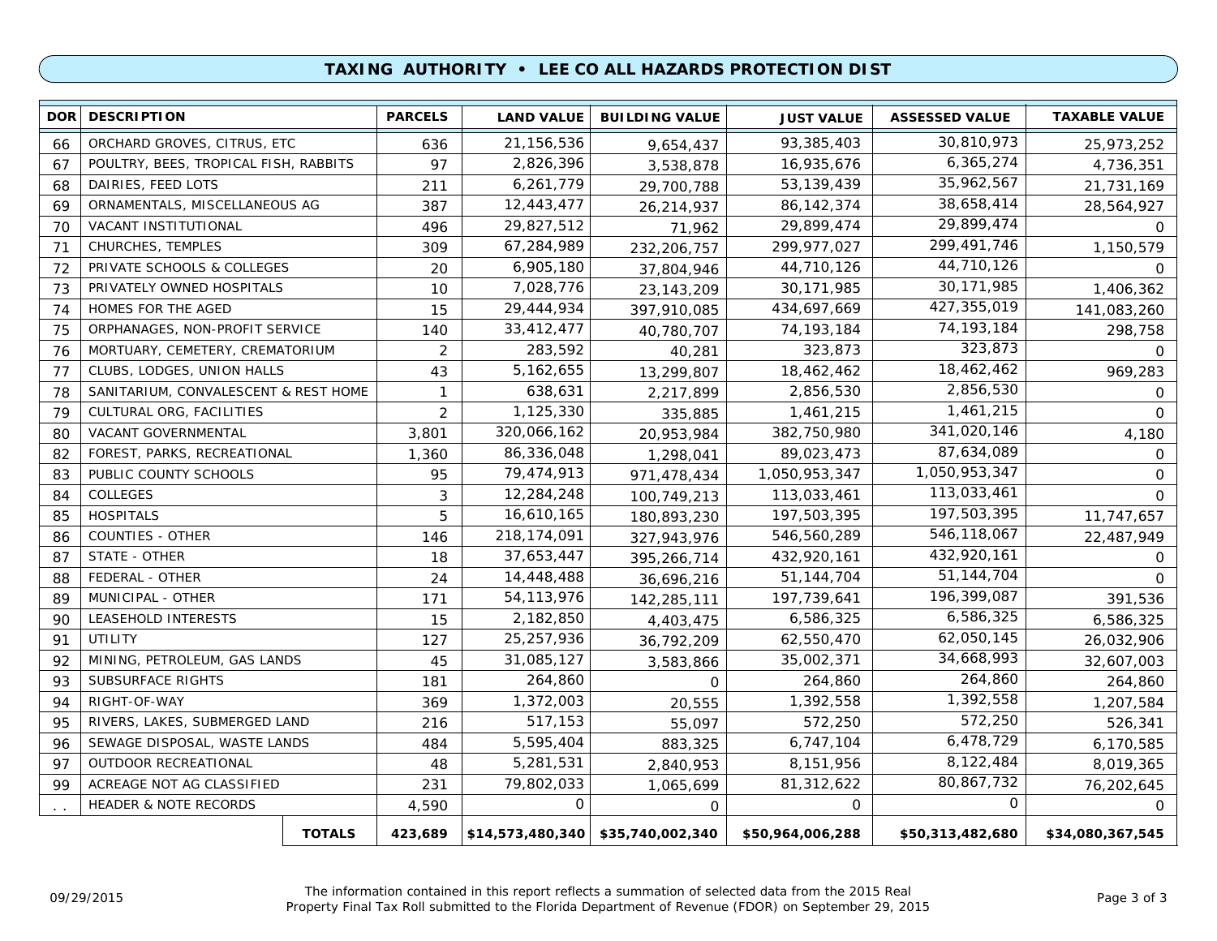## TAXING AUTHORITY • LEE CO ALL HAZARDS PROTECTION DIST

| DOR | DESCRIPTION | PARCELS | LAND VALUE | BUILDING VALUE | JUST VALUE | ASSESSED VALUE | TAXABLE VALUE |
|---|---|---|---|---|---|---|---|
| 66 | ORCHARD GROVES, CITRUS, ETC | 636 | 21,156,536 | 9,654,437 | 93,385,403 | 30,810,973 | 25,973,252 |
| 67 | POULTRY, BEES, TROPICAL FISH, RABBITS | 97 | 2,826,396 | 3,538,878 | 16,935,676 | 6,365,274 | 4,736,351 |
| 68 | DAIRIES, FEED LOTS | 211 | 6,261,779 | 29,700,788 | 53,139,439 | 35,962,567 | 21,731,169 |
| 69 | ORNAMENTALS, MISCELLANEOUS AG | 387 | 12,443,477 | 26,214,937 | 86,142,374 | 38,658,414 | 28,564,927 |
| 70 | VACANT INSTITUTIONAL | 496 | 29,827,512 | 71,962 | 29,899,474 | 29,899,474 | 0 |
| 71 | CHURCHES, TEMPLES | 309 | 67,284,989 | 232,206,757 | 299,977,027 | 299,491,746 | 1,150,579 |
| 72 | PRIVATE SCHOOLS & COLLEGES | 20 | 6,905,180 | 37,804,946 | 44,710,126 | 44,710,126 | 0 |
| 73 | PRIVATELY OWNED HOSPITALS | 10 | 7,028,776 | 23,143,209 | 30,171,985 | 30,171,985 | 1,406,362 |
| 74 | HOMES FOR THE AGED | 15 | 29,444,934 | 397,910,085 | 434,697,669 | 427,355,019 | 141,083,260 |
| 75 | ORPHANAGES, NON-PROFIT SERVICE | 140 | 33,412,477 | 40,780,707 | 74,193,184 | 74,193,184 | 298,758 |
| 76 | MORTUARY, CEMETERY, CREMATORIUM | 2 | 283,592 | 40,281 | 323,873 | 323,873 | 0 |
| 77 | CLUBS, LODGES, UNION HALLS | 43 | 5,162,655 | 13,299,807 | 18,462,462 | 18,462,462 | 969,283 |
| 78 | SANITARIUM, CONVALESCENT & REST HOME | 1 | 638,631 | 2,217,899 | 2,856,530 | 2,856,530 | 0 |
| 79 | CULTURAL ORG, FACILITIES | 2 | 1,125,330 | 335,885 | 1,461,215 | 1,461,215 | 0 |
| 80 | VACANT GOVERNMENTAL | 3,801 | 320,066,162 | 20,953,984 | 382,750,980 | 341,020,146 | 4,180 |
| 82 | FOREST, PARKS, RECREATIONAL | 1,360 | 86,336,048 | 1,298,041 | 89,023,473 | 87,634,089 | 0 |
| 83 | PUBLIC COUNTY SCHOOLS | 95 | 79,474,913 | 971,478,434 | 1,050,953,347 | 1,050,953,347 | 0 |
| 84 | COLLEGES | 3 | 12,284,248 | 100,749,213 | 113,033,461 | 113,033,461 | 0 |
| 85 | HOSPITALS | 5 | 16,610,165 | 180,893,230 | 197,503,395 | 197,503,395 | 11,747,657 |
| 86 | COUNTIES - OTHER | 146 | 218,174,091 | 327,943,976 | 546,560,289 | 546,118,067 | 22,487,949 |
| 87 | STATE - OTHER | 18 | 37,653,447 | 395,266,714 | 432,920,161 | 432,920,161 | 0 |
| 88 | FEDERAL - OTHER | 24 | 14,448,488 | 36,696,216 | 51,144,704 | 51,144,704 | 0 |
| 89 | MUNICIPAL - OTHER | 171 | 54,113,976 | 142,285,111 | 197,739,641 | 196,399,087 | 391,536 |
| 90 | LEASEHOLD INTERESTS | 15 | 2,182,850 | 4,403,475 | 6,586,325 | 6,586,325 | 6,586,325 |
| 91 | UTILITY | 127 | 25,257,936 | 36,792,209 | 62,550,470 | 62,050,145 | 26,032,906 |
| 92 | MINING, PETROLEUM, GAS LANDS | 45 | 31,085,127 | 3,583,866 | 35,002,371 | 34,668,993 | 32,607,003 |
| 93 | SUBSURFACE RIGHTS | 181 | 264,860 | 0 | 264,860 | 264,860 | 264,860 |
| 94 | RIGHT-OF-WAY | 369 | 1,372,003 | 20,555 | 1,392,558 | 1,392,558 | 1,207,584 |
| 95 | RIVERS, LAKES, SUBMERGED LAND | 216 | 517,153 | 55,097 | 572,250 | 572,250 | 526,341 |
| 96 | SEWAGE DISPOSAL, WASTE LANDS | 484 | 5,595,404 | 883,325 | 6,747,104 | 6,478,729 | 6,170,585 |
| 97 | OUTDOOR RECREATIONAL | 48 | 5,281,531 | 2,840,953 | 8,151,956 | 8,122,484 | 8,019,365 |
| 99 | ACREAGE NOT AG CLASSIFIED | 231 | 79,802,033 | 1,065,699 | 81,312,622 | 80,867,732 | 76,202,645 |
| .. | HEADER & NOTE RECORDS | 4,590 | 0 | 0 | 0 | 0 | 0 |
| | **TOTALS** | **423,689** | **$14,573,480,340** | **$35,740,002,340** | **$50,964,006,288** | **$50,313,482,680** | **$34,080,367,545** |

09/29/2015

The information contained in this report reflects a summation of selected data from the 2015 Real Property Final Tax Roll submitted to the Florida Department of Revenue (FDOR) on September 29, 2015